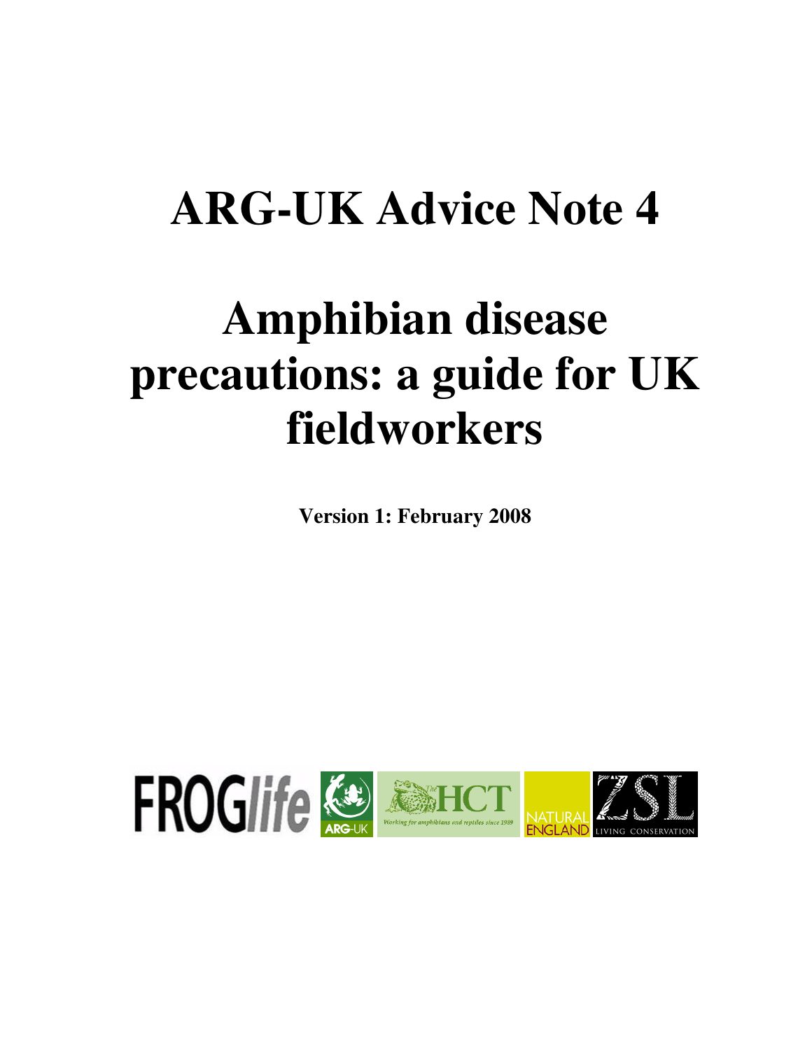# ARG-UK Advice Note 4

# Amphibian disease precautions: a guide for UK fieldworkers

**Version 1: February 2008**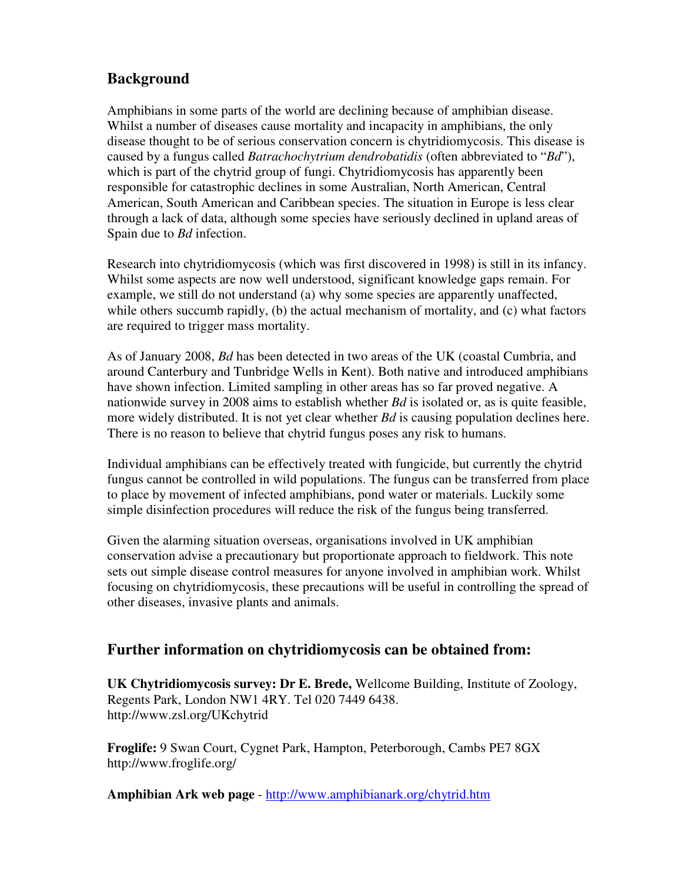## Background

Amphibians in some parts of the world are declining because of amphibian disease. Whilst a number of diseases cause mortality and incapacity in amphibians, the only disease thought to be of serious conservation concern is chytridiomycosis. This disease is caused by a fungus called *Batrachochytrium dendrobatidis* (often abbreviated to "*Bd*"), which is part of the chytrid group of fungi. Chytridiomycosis has apparently been responsible for catastrophic declines in some Australian, North American, Central American, South American and Caribbean species. The situation in Europe is less clear through a lack of data, although some species have seriously declined in upland areas of Spain due to *Bd* infection.

Research into chytridiomycosis (which was first discovered in 1998) is still in its infancy. Whilst some aspects are now well understood, significant knowledge gaps remain. For example, we still do not understand (a) why some species are apparently unaffected, while others succumb rapidly, (b) the actual mechanism of mortality, and (c) what factors are required to trigger mass mortality.

As of January 2008, *Bd* has been detected in two areas of the UK (coastal Cumbria, and around Canterbury and Tunbridge Wells in Kent). Both native and introduced amphibians have shown infection. Limited sampling in other areas has so far proved negative. A nationwide survey in 2008 aims to establish whether *Bd* is isolated or, as is quite feasible, more widely distributed. It is not yet clear whether *Bd* is causing population declines here. There is no reason to believe that chytrid fungus poses any risk to humans.

Individual amphibians can be effectively treated with fungicide, but currently the chytrid fungus cannot be controlled in wild populations. The fungus can be transferred from place to place by movement of infected amphibians, pond water or materials. Luckily some simple disinfection procedures will reduce the risk of the fungus being transferred.

Given the alarming situation overseas, organisations involved in UK amphibian conservation advise a precautionary but proportionate approach to fieldwork. This note sets out simple disease control measures for anyone involved in amphibian work. Whilst focusing on chytridiomycosis, these precautions will be useful in controlling the spread of other diseases, invasive plants and animals.

## Further information on chytridiomycosis can be obtained from:

**UK Chytridiomycosis survey: Dr E. Brede,** Wellcome Building, Institute of Zoology, Regents Park, London NW1 4RY. Tel 020 7449 6438.
http://www.zsl.org/UKchytrid

**Froglife:** 9 Swan Court, Cygnet Park, Hampton, Peterborough, Cambs PE7 8GX
http://www.froglife.org/

**Amphibian Ark web page** - http://www.amphibianark.org/chytrid.htm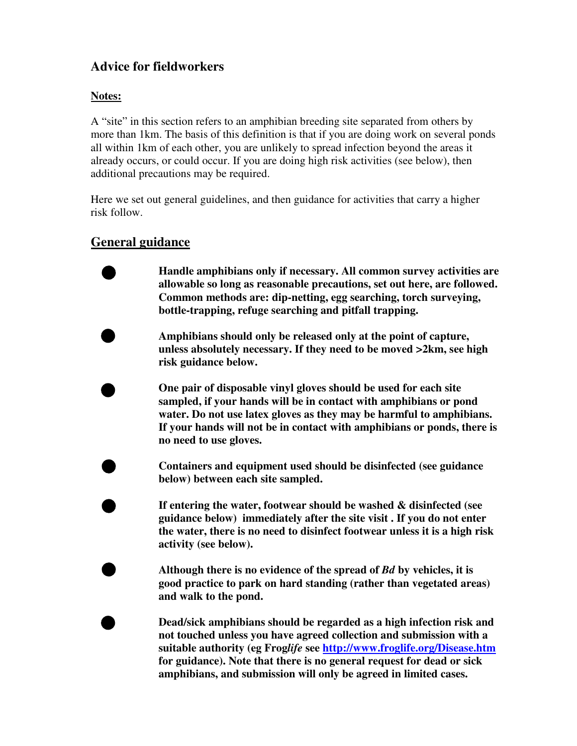## Advice for fieldworkers

**Notes:**

A "site" in this section refers to an amphibian breeding site separated from others by more than 1km. The basis of this definition is that if you are doing work on several ponds all within 1km of each other, you are unlikely to spread infection beyond the areas it already occurs, or could occur. If you are doing high risk activities (see below), then additional precautions may be required.

Here we set out general guidelines, and then guidance for activities that carry a higher risk follow.

## General guidance

- **Handle amphibians only if necessary. All common survey activities are allowable so long as reasonable precautions, set out here, are followed. Common methods are: dip-netting, egg searching, torch surveying, bottle-trapping, refuge searching and pitfall trapping.**

- **Amphibians should only be released only at the point of capture, unless absolutely necessary. If they need to be moved >2km, see high risk guidance below.**

- **One pair of disposable vinyl gloves should be used for each site sampled, if your hands will be in contact with amphibians or pond water. Do not use latex gloves as they may be harmful to amphibians. If your hands will not be in contact with amphibians or ponds, there is no need to use gloves.**

- **Containers and equipment used should be disinfected (see guidance below) between each site sampled.**

- **If entering the water, footwear should be washed & disinfected (see guidance below) immediately after the site visit . If you do not enter the water, there is no need to disinfect footwear unless it is a high risk activity (see below).**

- **Although there is no evidence of the spread of *Bd* by vehicles, it is good practice to park on hard standing (rather than vegetated areas) and walk to the pond.**

- **Dead/sick amphibians should be regarded as a high infection risk and not touched unless you have agreed collection and submission with a suitable authority (eg Frog*life* see [http://www.froglife.org/Disease.htm](http://www.froglife.org/Disease.htm) for guidance). Note that there is no general request for dead or sick amphibians, and submission will only be agreed in limited cases.**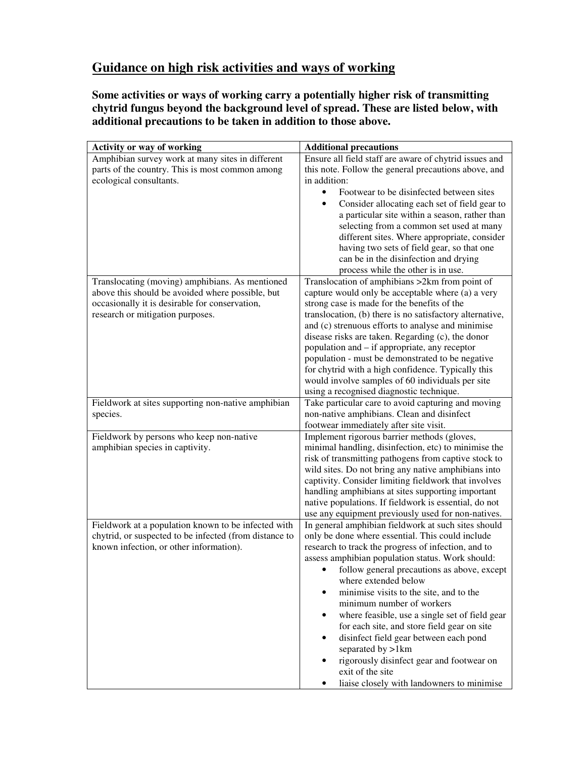## Guidance on high risk activities and ways of working

**Some activities or ways of working carry a potentially higher risk of transmitting chytrid fungus beyond the background level of spread. These are listed below, with additional precautions to be taken in addition to those above.**

| Activity or way of working | Additional precautions |
|---|---|
| Amphibian survey work at many sites in different parts of the country. This is most common among ecological consultants. | Ensure all field staff are aware of chytrid issues and this note. Follow the general precautions above, and in addition:<br>• Footwear to be disinfected between sites<br>• Consider allocating each set of field gear to a particular site within a season, rather than selecting from a common set used at many different sites. Where appropriate, consider having two sets of field gear, so that one can be in the disinfection and drying process while the other is in use. |
| Translocating (moving) amphibians. As mentioned above this should be avoided where possible, but occasionally it is desirable for conservation, research or mitigation purposes. | Translocation of amphibians >2km from point of capture would only be acceptable where (a) a very strong case is made for the benefits of the translocation, (b) there is no satisfactory alternative, and (c) strenuous efforts to analyse and minimise disease risks are taken. Regarding (c), the donor population and – if appropriate, any receptor population - must be demonstrated to be negative for chytrid with a high confidence. Typically this would involve samples of 60 individuals per site using a recognised diagnostic technique. |
| Fieldwork at sites supporting non-native amphibian species. | Take particular care to avoid capturing and moving non-native amphibians. Clean and disinfect footwear immediately after site visit. |
| Fieldwork by persons who keep non-native amphibian species in captivity. | Implement rigorous barrier methods (gloves, minimal handling, disinfection, etc) to minimise the risk of transmitting pathogens from captive stock to wild sites. Do not bring any native amphibians into captivity. Consider limiting fieldwork that involves handling amphibians at sites supporting important native populations. If fieldwork is essential, do not use any equipment previously used for non-natives. |
| Fieldwork at a population known to be infected with chytrid, or suspected to be infected (from distance to known infection, or other information). | In general amphibian fieldwork at such sites should only be done where essential. This could include research to track the progress of infection, and to assess amphibian population status. Work should:<br>• follow general precautions as above, except where extended below<br>• minimise visits to the site, and to the minimum number of workers<br>• where feasible, use a single set of field gear for each site, and store field gear on site<br>• disinfect field gear between each pond separated by >1km<br>• rigorously disinfect gear and footwear on exit of the site<br>• liaise closely with landowners to minimise |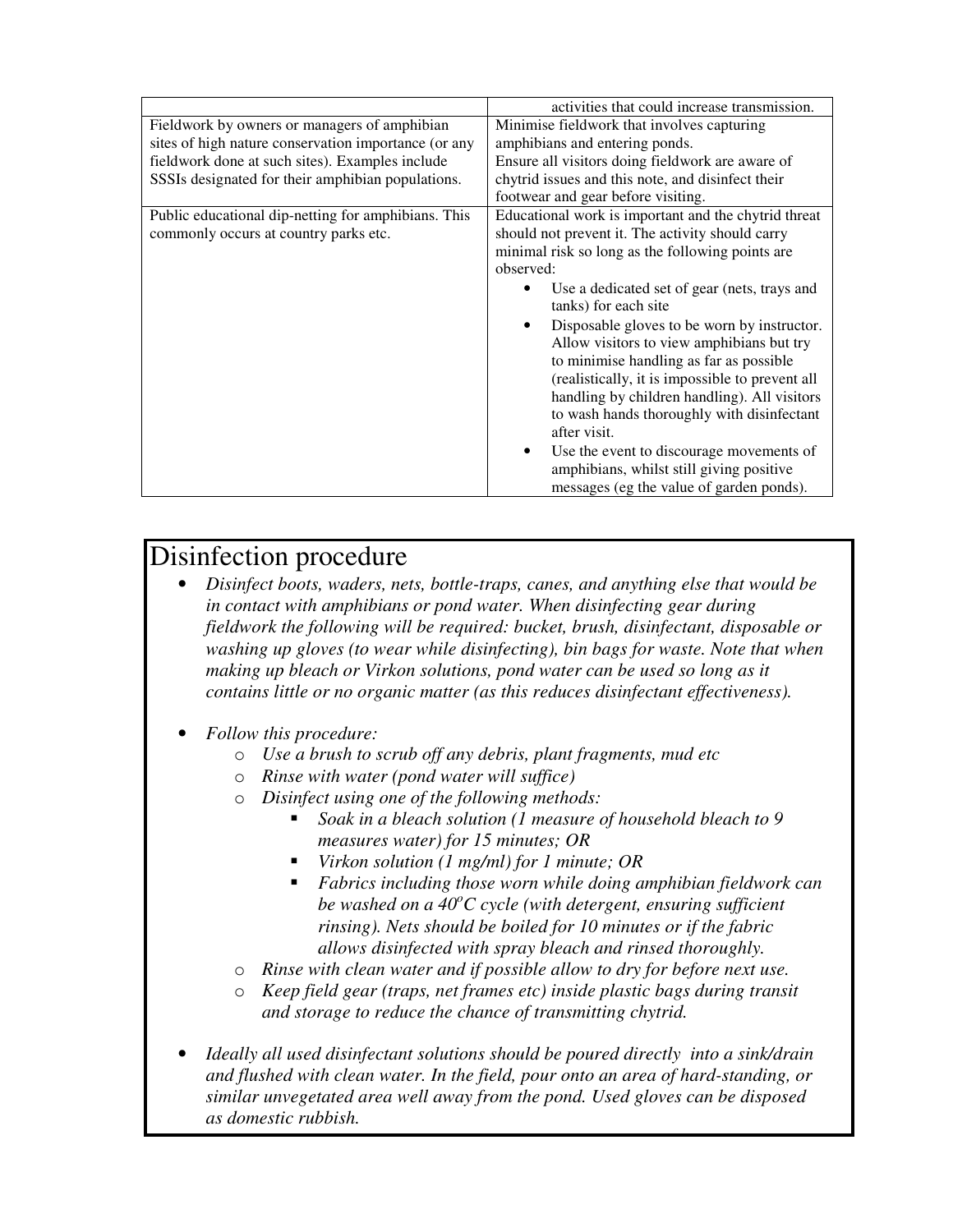| | |
|---|---|
| | activities that could increase transmission. |
| Fieldwork by owners or managers of amphibian sites of high nature conservation importance (or any fieldwork done at such sites). Examples include SSSIs designated for their amphibian populations. | Minimise fieldwork that involves capturing amphibians and entering ponds.<br>Ensure all visitors doing fieldwork are aware of chytrid issues and this note, and disinfect their footwear and gear before visiting. |
| Public educational dip-netting for amphibians. This commonly occurs at country parks etc. | Educational work is important and the chytrid threat should not prevent it. The activity should carry minimal risk so long as the following points are observed:<br>• Use a dedicated set of gear (nets, trays and tanks) for each site<br>• Disposable gloves to be worn by instructor. Allow visitors to view amphibians but try to minimise handling as far as possible (realistically, it is impossible to prevent all handling by children handling). All visitors to wash hands thoroughly with disinfectant after visit.<br>• Use the event to discourage movements of amphibians, whilst still giving positive messages (eg the value of garden ponds). |

# Disinfection procedure

- *Disinfect boots, waders, nets, bottle-traps, canes, and anything else that would be in contact with amphibians or pond water. When disinfecting gear during fieldwork the following will be required: bucket, brush, disinfectant, disposable or washing up gloves (to wear while disinfecting), bin bags for waste. Note that when making up bleach or Virkon solutions, pond water can be used so long as it contains little or no organic matter (as this reduces disinfectant effectiveness).*

- *Follow this procedure:*
  - *Use a brush to scrub off any debris, plant fragments, mud etc*
  - *Rinse with water (pond water will suffice)*
  - *Disinfect using one of the following methods:*
    - *Soak in a bleach solution (1 measure of household bleach to 9 measures water) for 15 minutes; OR*
    - *Virkon solution (1 mg/ml) for 1 minute; OR*
    - *Fabrics including those worn while doing amphibian fieldwork can be washed on a 40°C cycle (with detergent, ensuring sufficient rinsing). Nets should be boiled for 10 minutes or if the fabric allows disinfected with spray bleach and rinsed thoroughly.*
  - *Rinse with clean water and if possible allow to dry for before next use.*
  - *Keep field gear (traps, net frames etc) inside plastic bags during transit and storage to reduce the chance of transmitting chytrid.*

- *Ideally all used disinfectant solutions should be poured directly into a sink/drain and flushed with clean water. In the field, pour onto an area of hard-standing, or similar unvegetated area well away from the pond. Used gloves can be disposed as domestic rubbish.*